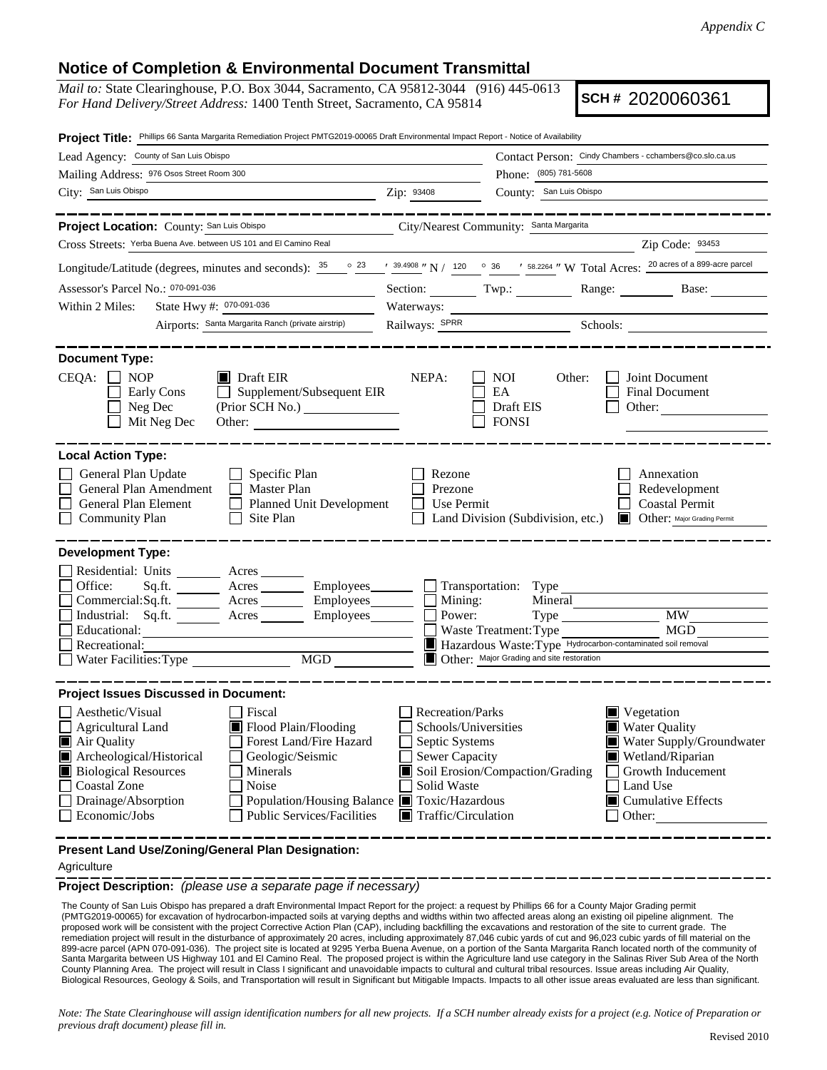*Appendix C*

# Notice of Completion & Environmental Document Transmittal

*Mail to:* State Clearinghouse, P.O. Box 3044, Sacramento, CA 95812-3044 (916) 445-0613
*For Hand Delivery/Street Address:* 1400 Tenth Street, Sacramento, CA 95814

**SCH #** 2020060361

**Project Title:** Phillips 66 Santa Margarita Remediation Project PMTG2019-00065 Draft Environmental Impact Report - Notice of Availability

Lead Agency: County of San Luis Obispo
Contact Person: Cindy Chambers - cchambers@co.slo.ca.us
Mailing Address: 976 Osos Street Room 300
Phone: (805) 781-5608
City: San Luis Obispo Zip: 93408
County: San Luis Obispo

---

**Project Location:** County: San Luis Obispo City/Nearest Community: Santa Margarita
Cross Streets: Yerba Buena Ave. between US 101 and El Camino Real Zip Code: 93453
Longitude/Latitude (degrees, minutes and seconds): 35 ° 23 ′ 39.4908 ″ N / 120 ° 36 ′ 58.2264 ″ W Total Acres: 20 acres of a 899-acre parcel
Assessor's Parcel No.: 070-091-036 Section: Twp.: Range: Base:
Within 2 Miles: State Hwy #: 070-091-036 Waterways:
Airports: Santa Margarita Ranch (private airstrip) Railways: SPRR Schools:

---

**Document Type:**

CEQA: ☐ NOP ☒ Draft EIR ☐ Early Cons ☐ Supplement/Subsequent EIR ☐ Neg Dec (Prior SCH No.) ☐ Mit Neg Dec Other:

NEPA: ☐ NOI ☐ EA ☐ Draft EIS ☐ FONSI

Other: ☐ Joint Document ☐ Final Document ☐ Other:

---

**Local Action Type:**

☐ General Plan Update ☐ Specific Plan ☐ Rezone ☐ Annexation
☐ General Plan Amendment ☐ Master Plan ☐ Prezone ☐ Redevelopment
☐ General Plan Element ☐ Planned Unit Development ☐ Use Permit ☐ Coastal Permit
☐ Community Plan ☐ Site Plan ☐ Land Division (Subdivision, etc.) ☒ Other: Major Grading Permit

---

**Development Type:**

☐ Residential: Units Acres
☐ Office: Sq.ft. Acres Employees
☐ Commercial: Sq.ft. Acres Employees
☐ Industrial: Sq.ft. Acres Employees
☐ Educational:
☐ Recreational:
☐ Water Facilities: Type MGD
☐ Transportation: Type
☐ Mining: Mineral
☐ Power: Type MW
☐ Waste Treatment: Type MGD
☒ Hazardous Waste: Type Hydrocarbon-contaminated soil removal
☒ Other: Major Grading and site restoration

---

**Project Issues Discussed in Document:**

☐ Aesthetic/Visual ☐ Fiscal ☐ Recreation/Parks ☒ Vegetation
☐ Agricultural Land ☒ Flood Plain/Flooding ☐ Schools/Universities ☒ Water Quality
☒ Air Quality ☐ Forest Land/Fire Hazard ☐ Septic Systems ☒ Water Supply/Groundwater
☒ Archeological/Historical ☐ Geologic/Seismic ☐ Sewer Capacity ☒ Wetland/Riparian
☒ Biological Resources ☐ Minerals ☒ Soil Erosion/Compaction/Grading ☐ Growth Inducement
☐ Coastal Zone ☐ Noise ☐ Solid Waste ☐ Land Use
☐ Drainage/Absorption ☐ Population/Housing Balance ☒ Toxic/Hazardous ☒ Cumulative Effects
☐ Economic/Jobs ☐ Public Services/Facilities ☒ Traffic/Circulation ☐ Other:

---

**Present Land Use/Zoning/General Plan Designation:**

Agriculture

---

**Project Description:** *(please use a separate page if necessary)*

The County of San Luis Obispo has prepared a draft Environmental Impact Report for the project: a request by Phillips 66 for a County Major Grading permit (PMTG2019-00065) for excavation of hydrocarbon-impacted soils at varying depths and widths within two affected areas along an existing oil pipeline alignment. The proposed work will be consistent with the project Corrective Action Plan (CAP), including backfilling the excavations and restoration of the site to current grade. The remediation project will result in the disturbance of approximately 20 acres, including approximately 87,046 cubic yards of cut and 96,023 cubic yards of fill material on the 899-acre parcel (APN 070-091-036). The project site is located at 9295 Yerba Buena Avenue, on a portion of the Santa Margarita Ranch located north of the community of Santa Margarita between US Highway 101 and El Camino Real. The proposed project is within the Agriculture land use category in the Salinas River Sub Area of the North County Planning Area. The project will result in Class I significant and unavoidable impacts to cultural and cultural tribal resources. Issue areas including Air Quality, Biological Resources, Geology & Soils, and Transportation will result in Significant but Mitigable Impacts. Impacts to all other issue areas evaluated are less than significant.

*Note: The State Clearinghouse will assign identification numbers for all new projects. If a SCH number already exists for a project (e.g. Notice of Preparation or previous draft document) please fill in.*

Revised 2010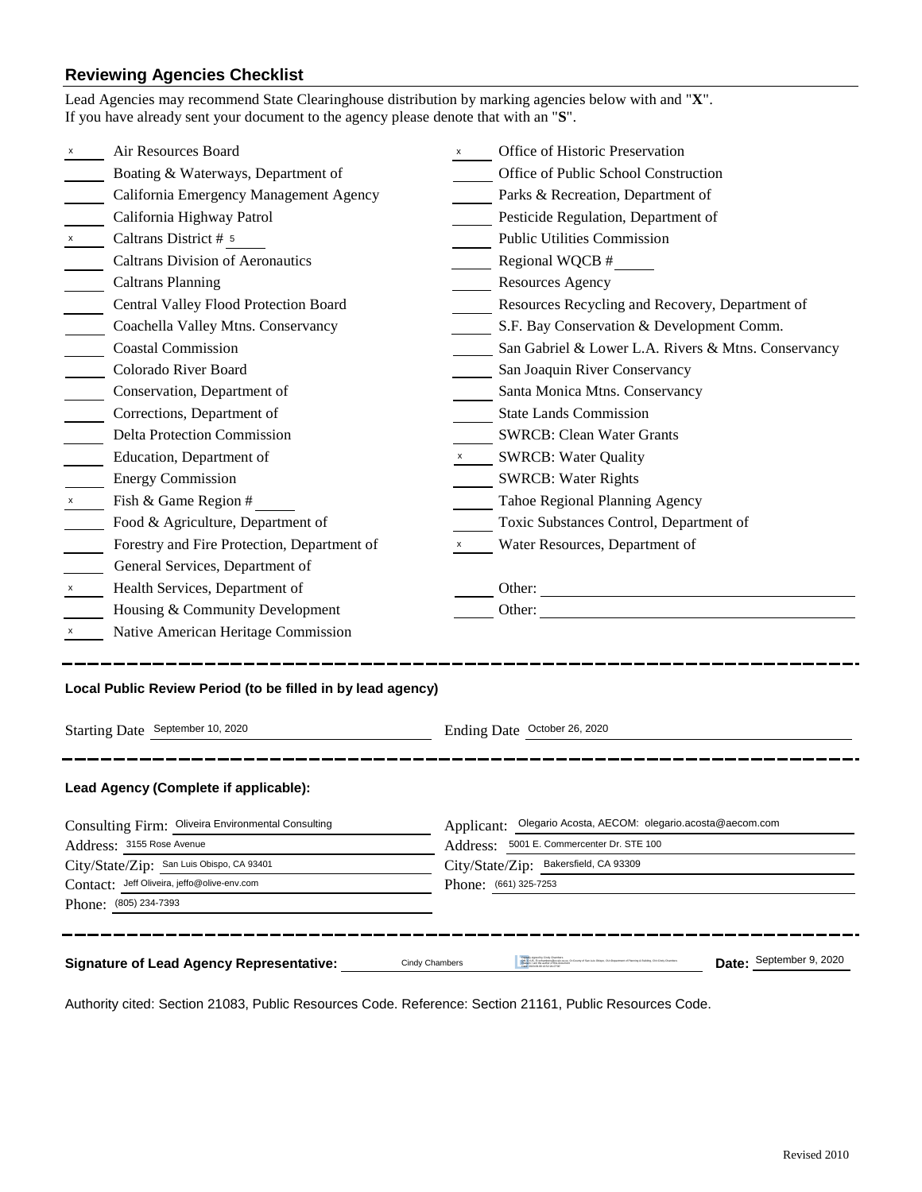## Reviewing Agencies Checklist

Lead Agencies may recommend State Clearinghouse distribution by marking agencies below with and "**X**".
If you have already sent your document to the agency please denote that with an "**S**".

| | | | |
|---|---|---|---|
| x | Air Resources Board | x | Office of Historic Preservation |
| | Boating & Waterways, Department of | | Office of Public School Construction |
| | California Emergency Management Agency | | Parks & Recreation, Department of |
| | California Highway Patrol | | Pesticide Regulation, Department of |
| x | Caltrans District # 5 | | Public Utilities Commission |
| | Caltrans Division of Aeronautics | | Regional WQCB # |
| | Caltrans Planning | | Resources Agency |
| | Central Valley Flood Protection Board | | Resources Recycling and Recovery, Department of |
| | Coachella Valley Mtns. Conservancy | | S.F. Bay Conservation & Development Comm. |
| | Coastal Commission | | San Gabriel & Lower L.A. Rivers & Mtns. Conservancy |
| | Colorado River Board | | San Joaquin River Conservancy |
| | Conservation, Department of | | Santa Monica Mtns. Conservancy |
| | Corrections, Department of | | State Lands Commission |
| | Delta Protection Commission | | SWRCB: Clean Water Grants |
| | Education, Department of | x | SWRCB: Water Quality |
| | Energy Commission | | SWRCB: Water Rights |
| x | Fish & Game Region # | | Tahoe Regional Planning Agency |
| | Food & Agriculture, Department of | | Toxic Substances Control, Department of |
| | Forestry and Fire Protection, Department of | x | Water Resources, Department of |
| | General Services, Department of | | |
| x | Health Services, Department of | | Other: |
| | Housing & Community Development | | Other: |
| x | Native American Heritage Commission | | |

---

**Local Public Review Period (to be filled in by lead agency)**

Starting Date September 10, 2020 Ending Date October 26, 2020

---

**Lead Agency (Complete if applicable):**

Consulting Firm: Oliveira Environmental Consulting
Address: 3155 Rose Avenue
City/State/Zip: San Luis Obispo, CA 93401
Contact: Jeff Oliveira, jeffo@olive-env.com
Phone: (805) 234-7393

Applicant: Olegario Acosta, AECOM: olegario.acosta@aecom.com
Address: 5001 E. Commercenter Dr. STE 100
City/State/Zip: Bakersfield, CA 93309
Phone: (661) 325-7253

---

**Signature of Lead Agency Representative:** Cindy Chambers **Date:** September 9, 2020

Authority cited: Section 21083, Public Resources Code. Reference: Section 21161, Public Resources Code.

Revised 2010